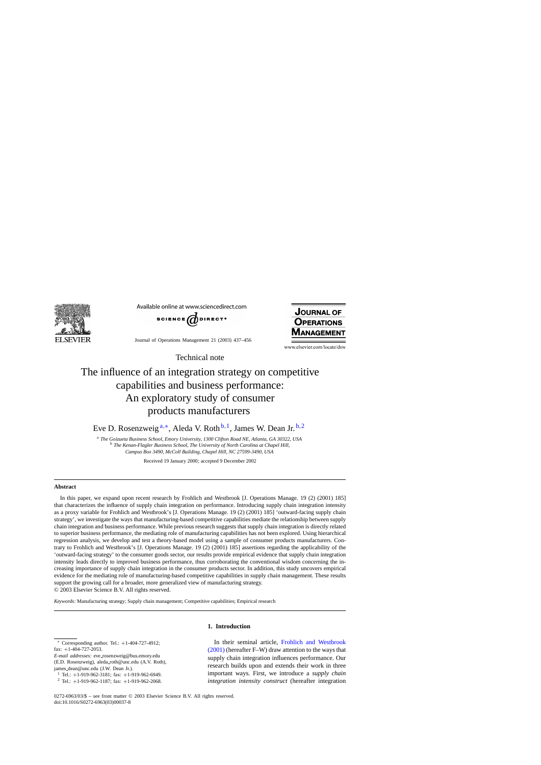Technical note

# The influence of an integration strategy on competitive capabilities and business performance: An exploratory study of consumer products manufacturers

Eve D. Rosenzweig [a,*], Aleda V. Roth [b,1], James W. Dean Jr. [b,2]

[a] *The Goizueta Business School, Emory University, 1300 Clifton Road NE, Atlanta, GA 30322, USA*

[b] *The Kenan-Flagler Business School, The University of North Carolina at Chapel Hill, Campus Box 3490, McColl Building, Chapel Hill, NC 27599-3490, USA*

Received 19 January 2000; accepted 9 December 2002

## Abstract

In this paper, we expand upon recent research by Frohlich and Westbrook [J. Operations Manage. 19 (2) (2001) 185] that characterizes the influence of supply chain integration on performance. Introducing supply chain integration intensity as a proxy variable for Frohlich and Westbrook's [J. Operations Manage. 19 (2) (2001) 185] 'outward-facing supply chain strategy', we investigate the ways that manufacturing-based competitive capabilities mediate the relationship between supply chain integration and business performance. While previous research suggests that supply chain integration is directly related to superior business performance, the mediating role of manufacturing capabilities has not been explored. Using hierarchical regression analysis, we develop and test a theory-based model using a sample of consumer products manufacturers. Contrary to Frohlich and Westbrook's [J. Operations Manage. 19 (2) (2001) 185] assertions regarding the applicability of the 'outward-facing strategy' to the consumer goods sector, our results provide empirical evidence that supply chain integration intensity leads directly to improved business performance, thus corroborating the conventional wisdom concerning the increasing importance of supply chain integration in the consumer products sector. In addition, this study uncovers empirical evidence for the mediating role of manufacturing-based competitive capabilities in supply chain management. These results support the growing call for a broader, more generalized view of manufacturing strategy.

© 2003 Elsevier Science B.V. All rights reserved.

*Keywords:* Manufacturing strategy; Supply chain management; Competitive capabilities; Empirical research

## 1. Introduction

In their seminal article, Frohlich and Westbrook (2001) (hereafter F–W) draw attention to the ways that supply chain integration influences performance. Our research builds upon and extends their work in three important ways. First, we introduce a *supply chain integration intensity construct* (hereafter integration

---

\* Corresponding author. Tel.: +1-404-727-4912; fax: +1-404-727-2053.

*E-mail addresses:* eve_rosenzweig@bus.emory.edu (E.D. Rosenzweig), aleda_roth@unc.edu (A.V. Roth), james_dean@unc.edu (J.W. Dean Jr.).

[1] Tel.: +1-919-962-3181; fax: +1-919-962-6949.

[2] Tel.: +1-919-962-1187; fax: +1-919-962-2068.

0272-6963/03/$ – see front matter © 2003 Elsevier Science B.V. All rights reserved.
doi:10.1016/S0272-6963(03)00037-8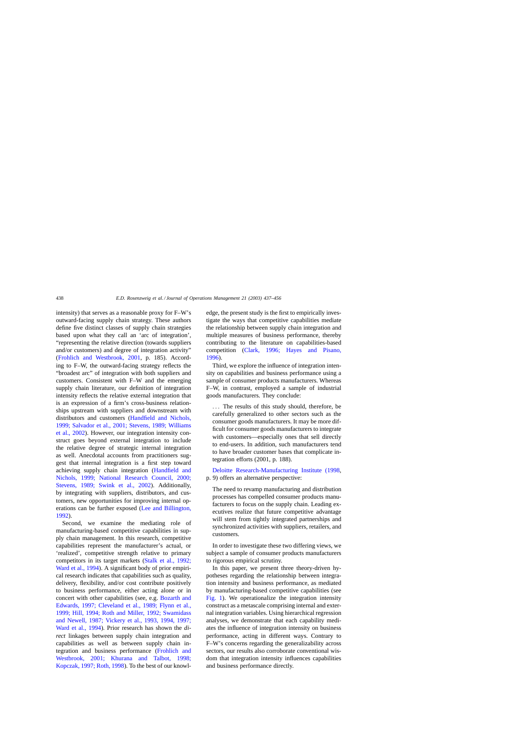intensity) that serves as a reasonable proxy for F–W's outward-facing supply chain strategy. These authors define five distinct classes of supply chain strategies based upon what they call an 'arc of integration', "representing the relative direction (towards suppliers and/or customers) and degree of integration activity" (Frohlich and Westbrook, 2001, p. 185). According to F–W, the outward-facing strategy reflects the "broadest arc" of integration with both suppliers and customers. Consistent with F–W and the emerging supply chain literature, our definition of integration intensity reflects the relative external integration that is an expression of a firm's cross-business relationships upstream with suppliers and downstream with distributors and customers (Handfield and Nichols, 1999; Salvador et al., 2001; Stevens, 1989; Williams et al., 2002). However, our integration intensity construct goes beyond external integration to include the relative degree of strategic internal integration as well. Anecdotal accounts from practitioners suggest that internal integration is a first step toward achieving supply chain integration (Handfield and Nichols, 1999; National Research Council, 2000; Stevens, 1989; Swink et al., 2002). Additionally, by integrating with suppliers, distributors, and customers, new opportunities for improving internal operations can be further exposed (Lee and Billington, 1992).

Second, we examine the mediating role of manufacturing-based competitive capabilities in supply chain management. In this research, competitive capabilities represent the manufacturer's actual, or 'realized', competitive strength relative to primary competitors in its target markets (Stalk et al., 1992; Ward et al., 1994). A significant body of prior empirical research indicates that capabilities such as quality, delivery, flexibility, and/or cost contribute positively to business performance, either acting alone or in concert with other capabilities (see, e.g. Bozarth and Edwards, 1997; Cleveland et al., 1989; Flynn et al., 1999; Hill, 1994; Roth and Miller, 1992; Swamidass and Newell, 1987; Vickery et al., 1993, 1994, 1997; Ward et al., 1994). Prior research has shown the *direct* linkages between supply chain integration and capabilities as well as between supply chain integration and business performance (Frohlich and Westbrook, 2001; Khurana and Talbot, 1998; Kopczak, 1997; Roth, 1998). To the best of our knowledge, the present study is the first to empirically investigate the ways that competitive capabilities mediate the relationship between supply chain integration and multiple measures of business performance, thereby contributing to the literature on capabilities-based competition (Clark, 1996; Hayes and Pisano, 1996).

Third, we explore the influence of integration intensity on capabilities and business performance using a sample of consumer products manufacturers. Whereas F–W, in contrast, employed a sample of industrial goods manufacturers. They conclude:

> ... The results of this study should, therefore, be carefully generalized to other sectors such as the consumer goods manufacturers. It may be more difficult for consumer goods manufacturers to integrate with customers—especially ones that sell directly to end-users. In addition, such manufacturers tend to have broader customer bases that complicate integration efforts (2001, p. 188).

Deloitte Research-Manufacturing Institute (1998, p. 9) offers an alternative perspective:

> The need to revamp manufacturing and distribution processes has compelled consumer products manufacturers to focus on the supply chain. Leading executives realize that future competitive advantage will stem from tightly integrated partnerships and synchronized activities with suppliers, retailers, and customers.

In order to investigate these two differing views, we subject a sample of consumer products manufacturers to rigorous empirical scrutiny.

In this paper, we present three theory-driven hypotheses regarding the relationship between integration intensity and business performance, as mediated by manufacturing-based competitive capabilities (see Fig. 1). We operationalize the integration intensity construct as a metascale comprising internal and external integration variables. Using hierarchical regression analyses, we demonstrate that each capability mediates the influence of integration intensity on business performance, acting in different ways. Contrary to F–W's concerns regarding the generalizability across sectors, our results also corroborate conventional wisdom that integration intensity influences capabilities and business performance directly.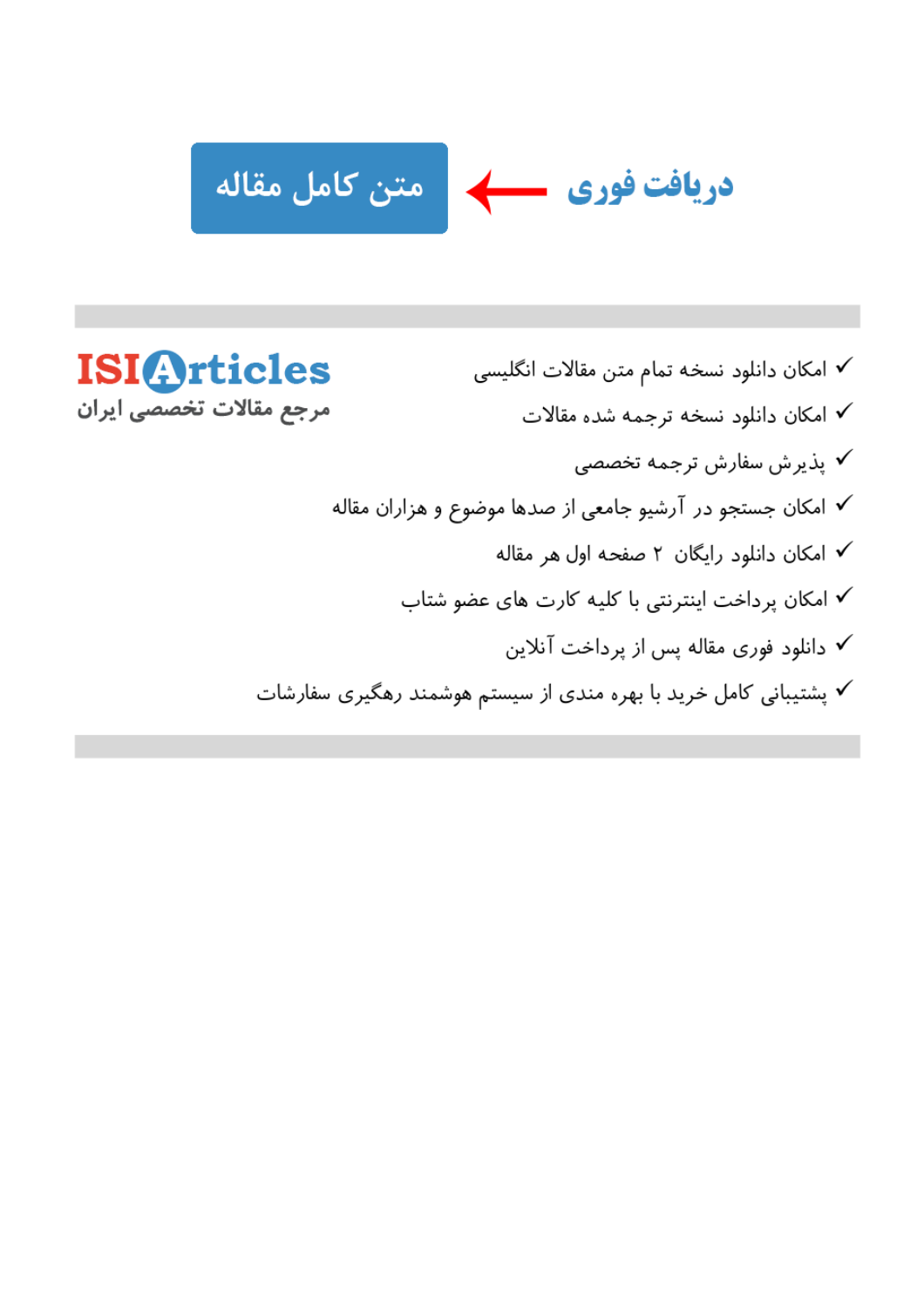دریافت فوری ← **متن کامل مقاله**

**ISIArticles**

مرجع مقالات تخصصی ایران

- ✓ امکان دانلود نسخه تمام متن مقالات انگلیسی
- ✓ امکان دانلود نسخه ترجمه شده مقالات
- ✓ پذیرش سفارش ترجمه تخصصی
- ✓ امکان جستجو در آرشیو جامعی از صدها موضوع و هزاران مقاله
- ✓ امکان دانلود رایگان ۲ صفحه اول هر مقاله
- ✓ امکان پرداخت اینترنتی با کلیه کارت های عضو شتاب
- ✓ دانلود فوری مقاله پس از پرداخت آنلاین
- ✓ پشتیبانی کامل خرید با بهره مندی از سیستم هوشمند رهگیری سفارشات